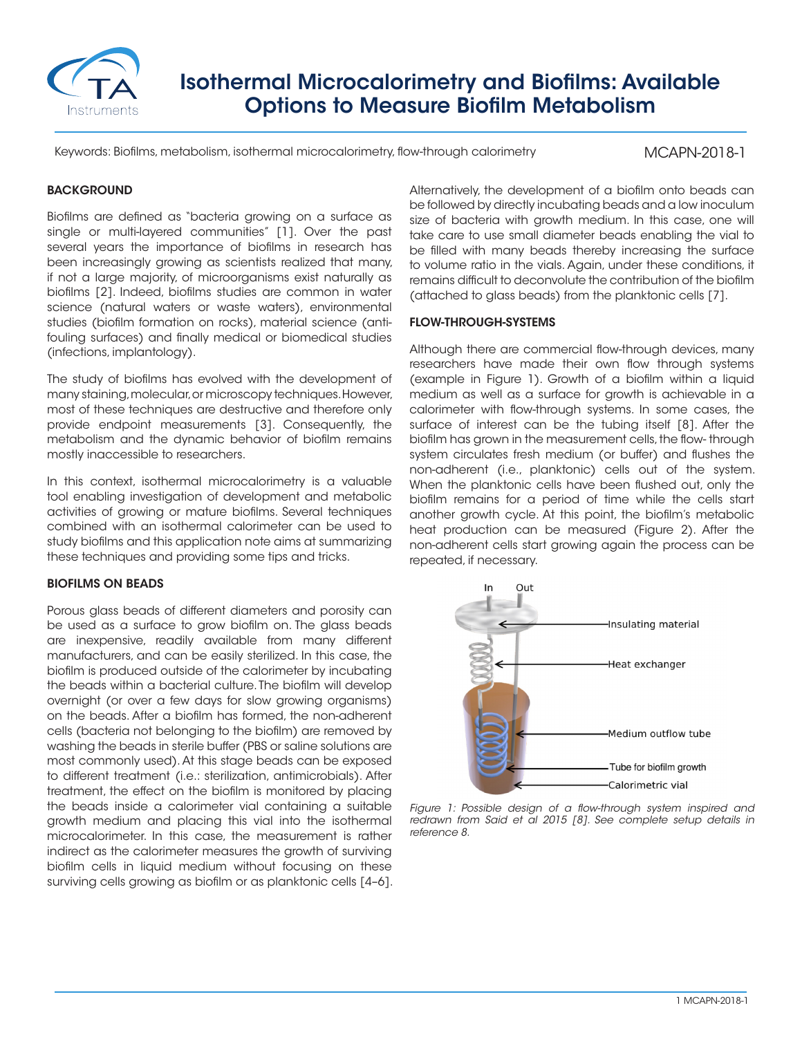# Isothermal Microcalorimetry and Biofilms: Available Options to Measure Biofilm Metabolism

Keywords: Biofilms, metabolism, isothermal microcalorimetry, flow-through calorimetry

MCAPN-2018-1

## BACKGROUND

Biofilms are defined as "bacteria growing on a surface as single or multi-layered communities" [1]. Over the past several years the importance of biofilms in research has been increasingly growing as scientists realized that many, if not a large majority, of microorganisms exist naturally as biofilms [2]. Indeed, biofilms studies are common in water science (natural waters or waste waters), environmental studies (biofilm formation on rocks), material science (anti-fouling surfaces) and finally medical or biomedical studies (infections, implantology).

The study of biofilms has evolved with the development of many staining, molecular, or microscopy techniques. However, most of these techniques are destructive and therefore only provide endpoint measurements [3]. Consequently, the metabolism and the dynamic behavior of biofilm remains mostly inaccessible to researchers.

In this context, isothermal microcalorimetry is a valuable tool enabling investigation of development and metabolic activities of growing or mature biofilms. Several techniques combined with an isothermal calorimeter can be used to study biofilms and this application note aims at summarizing these techniques and providing some tips and tricks.

## BIOFILMS ON BEADS

Porous glass beads of different diameters and porosity can be used as a surface to grow biofilm on. The glass beads are inexpensive, readily available from many different manufacturers, and can be easily sterilized. In this case, the biofilm is produced outside of the calorimeter by incubating the beads within a bacterial culture. The biofilm will develop overnight (or over a few days for slow growing organisms) on the beads. After a biofilm has formed, the non-adherent cells (bacteria not belonging to the biofilm) are removed by washing the beads in sterile buffer (PBS or saline solutions are most commonly used). At this stage beads can be exposed to different treatment (i.e.: sterilization, antimicrobials). After treatment, the effect on the biofilm is monitored by placing the beads inside a calorimeter vial containing a suitable growth medium and placing this vial into the isothermal microcalorimeter. In this case, the measurement is rather indirect as the calorimeter measures the growth of surviving biofilm cells in liquid medium without focusing on these surviving cells growing as biofilm or as planktonic cells [4–6].

Alternatively, the development of a biofilm onto beads can be followed by directly incubating beads and a low inoculum size of bacteria with growth medium. In this case, one will take care to use small diameter beads enabling the vial to be filled with many beads thereby increasing the surface to volume ratio in the vials. Again, under these conditions, it remains difficult to deconvolute the contribution of the biofilm (attached to glass beads) from the planktonic cells [7].

## FLOW-THROUGH-SYSTEMS

Although there are commercial flow-through devices, many researchers have made their own flow through systems (example in Figure 1). Growth of a biofilm within a liquid medium as well as a surface for growth is achievable in a calorimeter with flow-through systems. In some cases, the surface of interest can be the tubing itself [8]. After the biofilm has grown in the measurement cells, the flow- through system circulates fresh medium (or buffer) and flushes the non-adherent (i.e., planktonic) cells out of the system. When the planktonic cells have been flushed out, only the biofilm remains for a period of time while the cells start another growth cycle. At this point, the biofilm's metabolic heat production can be measured (Figure 2). After the non-adherent cells start growing again the process can be repeated, if necessary.

In | Out | Insulating material | Heat exchanger | Medium outflow tube | Tube for biofilm growth | Calorimetric vial

*Figure 1: Possible design of a flow-through system inspired and redrawn from Said et al 2015 [8]. See complete setup details in reference 8.*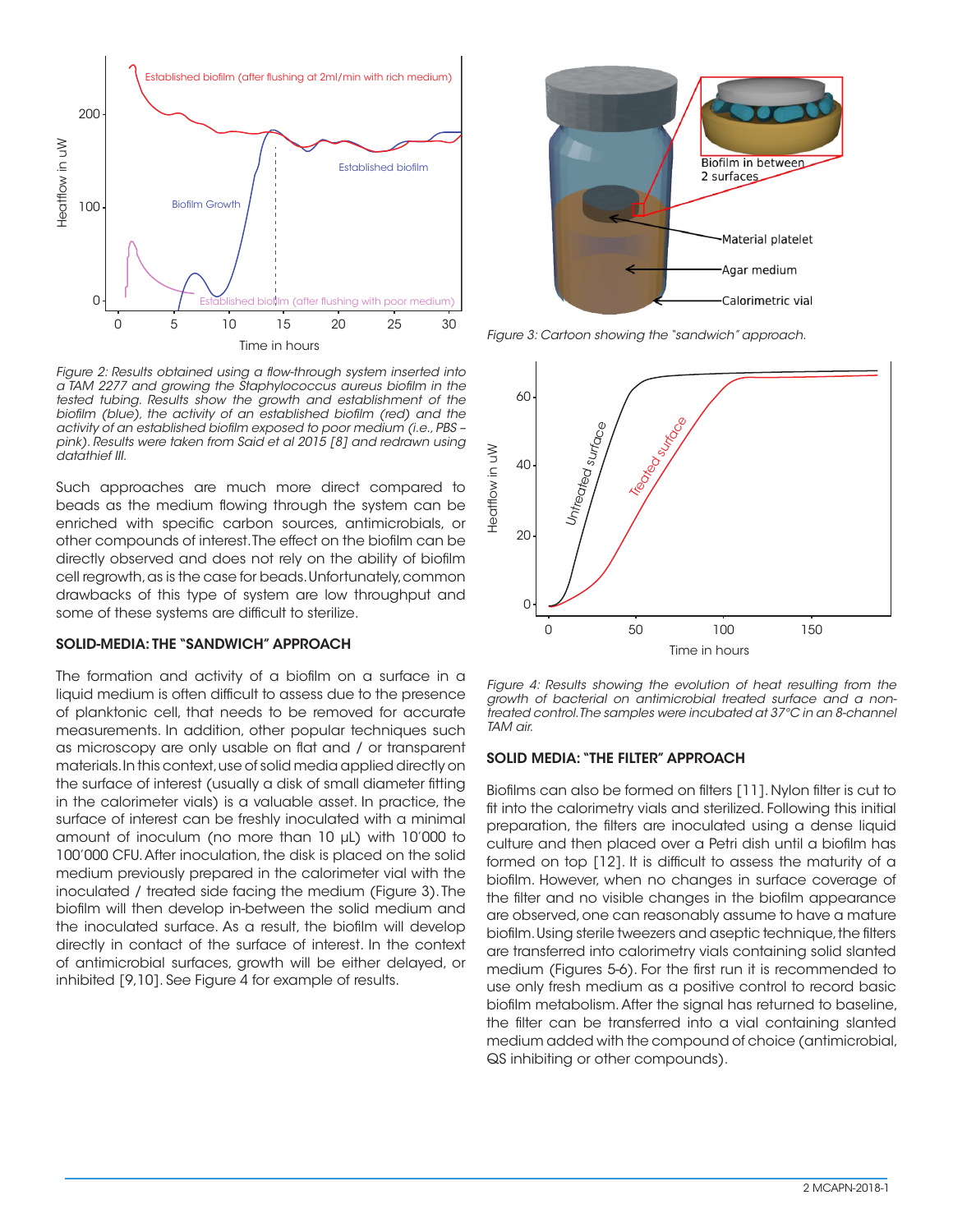*Figure 2: Results obtained using a flow-through system inserted into a TAM 2277 and growing the Staphylococcus aureus biofilm in the tested tubing. Results show the growth and establishment of the biofilm (blue), the activity of an established biofilm (red) and the activity of an established biofilm exposed to poor medium (i.e., PBS – pink). Results were taken from Said et al 2015 [8] and redrawn using datathief III.*

Such approaches are much more direct compared to beads as the medium flowing through the system can be enriched with specific carbon sources, antimicrobials, or other compounds of interest. The effect on the biofilm can be directly observed and does not rely on the ability of biofilm cell regrowth, as is the case for beads. Unfortunately, common drawbacks of this type of system are low throughput and some of these systems are difficult to sterilize.

## SOLID-MEDIA: THE "SANDWICH" APPROACH

The formation and activity of a biofilm on a surface in a liquid medium is often difficult to assess due to the presence of planktonic cell, that needs to be removed for accurate measurements. In addition, other popular techniques such as microscopy are only usable on flat and / or transparent materials. In this context, use of solid media applied directly on the surface of interest (usually a disk of small diameter fitting in the calorimeter vials) is a valuable asset. In practice, the surface of interest can be freshly inoculated with a minimal amount of inoculum (no more than 10 µL) with 10'000 to 100'000 CFU. After inoculation, the disk is placed on the solid medium previously prepared in the calorimeter vial with the inoculated / treated side facing the medium (Figure 3). The biofilm will then develop in-between the solid medium and the inoculated surface. As a result, the biofilm will develop directly in contact of the surface of interest. In the context of antimicrobial surfaces, growth will be either delayed, or inhibited [9,10]. See Figure 4 for example of results.

*Figure 3: Cartoon showing the "sandwich" approach.*

*Figure 4: Results showing the evolution of heat resulting from the growth of bacterial on antimicrobial treated surface and a non-treated control. The samples were incubated at 37°C in an 8-channel TAM air.*

## SOLID MEDIA: "THE FILTER" APPROACH

Biofilms can also be formed on filters [11]. Nylon filter is cut to fit into the calorimetry vials and sterilized. Following this initial preparation, the filters are inoculated using a dense liquid culture and then placed over a Petri dish until a biofilm has formed on top [12]. It is difficult to assess the maturity of a biofilm. However, when no changes in surface coverage of the filter and no visible changes in the biofilm appearance are observed, one can reasonably assume to have a mature biofilm. Using sterile tweezers and aseptic technique, the filters are transferred into calorimetry vials containing solid slanted medium (Figures 5-6). For the first run it is recommended to use only fresh medium as a positive control to record basic biofilm metabolism. After the signal has returned to baseline, the filter can be transferred into a vial containing slanted medium added with the compound of choice (antimicrobial, QS inhibiting or other compounds).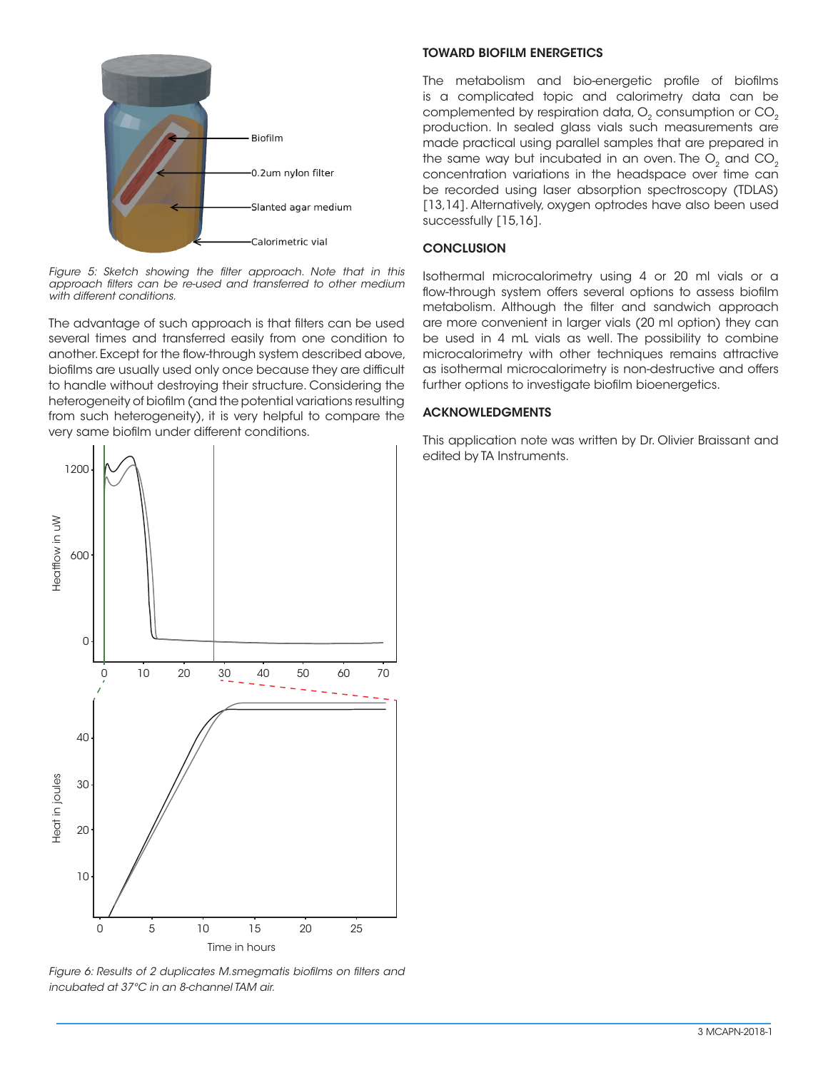Figure 5: Sketch showing the filter approach. Note that in this approach filters can be re-used and transferred to other medium with different conditions.

The advantage of such approach is that filters can be used several times and transferred easily from one condition to another. Except for the flow-through system described above, biofilms are usually used only once because they are difficult to handle without destroying their structure. Considering the heterogeneity of biofilm (and the potential variations resulting from such heterogeneity), it is very helpful to compare the very same biofilm under different conditions.

Figure 6: Results of 2 duplicates M.smegmatis biofilms on filters and incubated at 37°C in an 8-channel TAM air.

## TOWARD BIOFILM ENERGETICS

The metabolism and bio-energetic profile of biofilms is a complicated topic and calorimetry data can be complemented by respiration data, $O_2$ consumption or $CO_2$ production. In sealed glass vials such measurements are made practical using parallel samples that are prepared in the same way but incubated in an oven. The $O_2$ and $CO_2$ concentration variations in the headspace over time can be recorded using laser absorption spectroscopy (TDLAS) [13,14]. Alternatively, oxygen optrodes have also been used successfully [15,16].

## CONCLUSION

Isothermal microcalorimetry using 4 or 20 ml vials or a flow-through system offers several options to assess biofilm metabolism. Although the filter and sandwich approach are more convenient in larger vials (20 ml option) they can be used in 4 mL vials as well. The possibility to combine microcalorimetry with other techniques remains attractive as isothermal microcalorimetry is non-destructive and offers further options to investigate biofilm bioenergetics.

## ACKNOWLEDGMENTS

This application note was written by Dr. Olivier Braissant and edited by TA Instruments.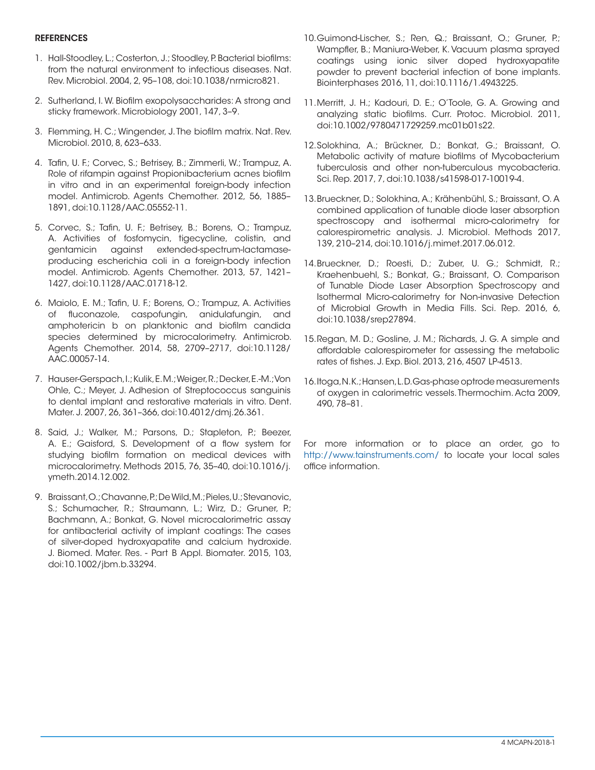**REFERENCES**

1. Hall-Stoodley, L.; Costerton, J.; Stoodley, P. Bacterial biofilms: from the natural environment to infectious diseases. Nat. Rev. Microbiol. 2004, 2, 95–108, doi:10.1038/nrmicro821.

2. Sutherland, I. W. Biofilm exopolysaccharides: A strong and sticky framework. Microbiology 2001, 147, 3–9.

3. Flemming, H. C.; Wingender, J. The biofilm matrix. Nat. Rev. Microbiol. 2010, 8, 623–633.

4. Tafin, U. F.; Corvec, S.; Betrisey, B.; Zimmerli, W.; Trampuz, A. Role of rifampin against Propionibacterium acnes biofilm in vitro and in an experimental foreign-body infection model. Antimicrob. Agents Chemother. 2012, 56, 1885–1891, doi:10.1128/AAC.05552-11.

5. Corvec, S.; Tafin, U. F.; Betrisey, B.; Borens, O.; Trampuz, A. Activities of fosfomycin, tigecycline, colistin, and gentamicin against extended-spectrum-lactamase-producing escherichia coli in a foreign-body infection model. Antimicrob. Agents Chemother. 2013, 57, 1421–1427, doi:10.1128/AAC.01718-12.

6. Maiolo, E. M.; Tafin, U. F.; Borens, O.; Trampuz, A. Activities of fluconazole, caspofungin, anidulafungin, and amphotericin b on planktonic and biofilm candida species determined by microcalorimetry. Antimicrob. Agents Chemother. 2014, 58, 2709–2717, doi:10.1128/AAC.00057-14.

7. Hauser-Gerspach, I.; Kulik, E. M.; Weiger, R.; Decker, E.-M.; Von Ohle, C.; Meyer, J. Adhesion of Streptococcus sanguinis to dental implant and restorative materials in vitro. Dent. Mater. J. 2007, 26, 361–366, doi:10.4012/dmj.26.361.

8. Said, J.; Walker, M.; Parsons, D.; Stapleton, P.; Beezer, A. E.; Gaisford, S. Development of a flow system for studying biofilm formation on medical devices with microcalorimetry. Methods 2015, 76, 35–40, doi:10.1016/j.ymeth.2014.12.002.

9. Braissant, O.; Chavanne, P.; De Wild, M.; Pieles, U.; Stevanovic, S.; Schumacher, R.; Straumann, L.; Wirz, D.; Gruner, P.; Bachmann, A.; Bonkat, G. Novel microcalorimetric assay for antibacterial activity of implant coatings: The cases of silver-doped hydroxyapatite and calcium hydroxide. J. Biomed. Mater. Res. - Part B Appl. Biomater. 2015, 103, doi:10.1002/jbm.b.33294.

10. Guimond-Lischer, S.; Ren, Q.; Braissant, O.; Gruner, P.; Wampfler, B.; Maniura-Weber, K. Vacuum plasma sprayed coatings using ionic silver doped hydroxyapatite powder to prevent bacterial infection of bone implants. Biointerphases 2016, 11, doi:10.1116/1.4943225.

11. Merritt, J. H.; Kadouri, D. E.; O'Toole, G. A. Growing and analyzing static biofilms. Curr. Protoc. Microbiol. 2011, doi:10.1002/9780471729259.mc01b01s22.

12. Solokhina, A.; Brückner, D.; Bonkat, G.; Braissant, O. Metabolic activity of mature biofilms of Mycobacterium tuberculosis and other non-tuberculous mycobacteria. Sci. Rep. 2017, 7, doi:10.1038/s41598-017-10019-4.

13. Brueckner, D.; Solokhina, A.; Krähenbühl, S.; Braissant, O. A combined application of tunable diode laser absorption spectroscopy and isothermal micro-calorimetry for calorespirometric analysis. J. Microbiol. Methods 2017, 139, 210–214, doi:10.1016/j.mimet.2017.06.012.

14. Brueckner, D.; Roesti, D.; Zuber, U. G.; Schmidt, R.; Kraehenbuehl, S.; Bonkat, G.; Braissant, O. Comparison of Tunable Diode Laser Absorption Spectroscopy and Isothermal Micro-calorimetry for Non-invasive Detection of Microbial Growth in Media Fills. Sci. Rep. 2016, 6, doi:10.1038/srep27894.

15. Regan, M. D.; Gosline, J. M.; Richards, J. G. A simple and affordable calorespirometer for assessing the metabolic rates of fishes. J. Exp. Biol. 2013, 216, 4507 LP-4513.

16. Itoga, N. K.; Hansen, L. D. Gas-phase optrode measurements of oxygen in calorimetric vessels. Thermochim. Acta 2009, 490, 78–81.

For more information or to place an order, go to http://www.tainstruments.com/ to locate your local sales office information.